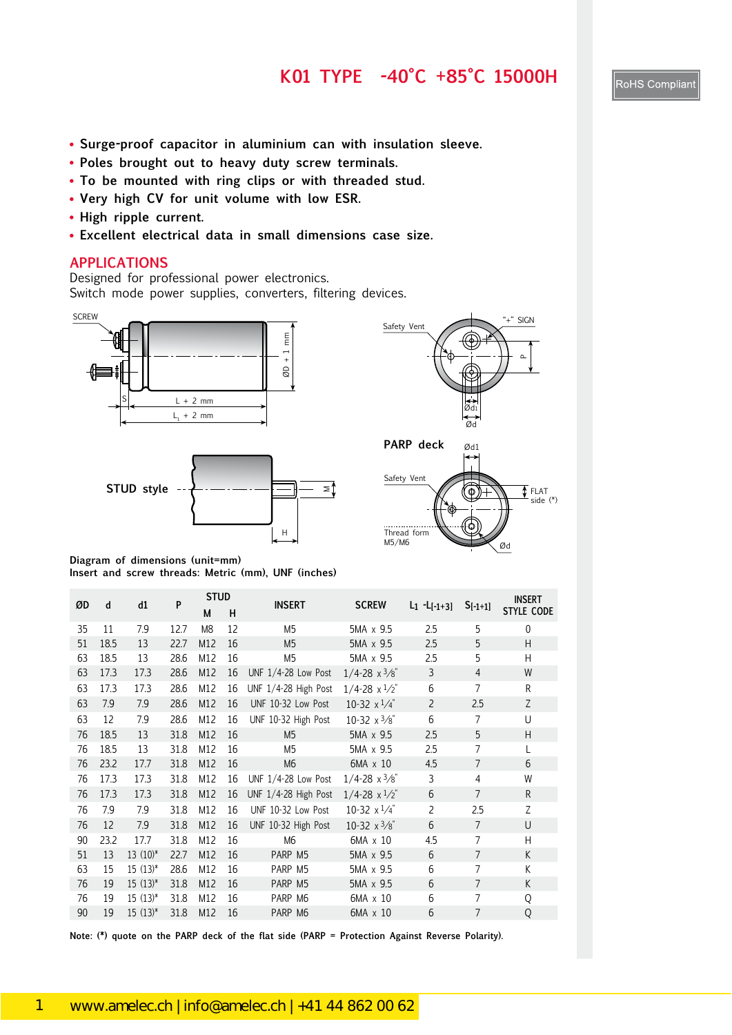# K01 TYPE -40°C +85°C 15000H

RoHS Compliant

- Surge-proof capacitor in aluminium can with insulation sleeve.
- Poles brought out to heavy duty screw terminals.
- To be mounted with ring clips or with threaded stud.
- Very high CV for unit volume with low ESR.
- High ripple current.
- Excellent electrical data in small dimensions case size.

## APPLICATIONS

Designed for professional power electronics.
Switch mode power supplies, converters, filtering devices.

SCREW

ØD + 1 mm

S

L + 2 mm

$L_1$ + 2 mm

Safety Vent

"+" SIGN

P

Ød1

Ød

STUD style

M

H

PARP deck

Ød1

Safety Vent

FLAT side (*)

Thread form M5/M6

Ød

Diagram of dimensions (unit=mm)
Insert and screw threads: Metric (mm), UNF (inches)

| ØD | d | d1 | P | STUD M | STUD H | INSERT | SCREW | $L_1$ -$L_{[-1+3]}$ | $S_{[-1+1]}$ | INSERT STYLE CODE |
|---|---|---|---|---|---|---|---|---|---|---|
| 35 | 11 | 7.9 | 12.7 | M8 | 12 | M5 | 5MA x 9.5 | 2.5 | 5 | 0 |
| 51 | 18.5 | 13 | 22.7 | M12 | 16 | M5 | 5MA x 9.5 | 2.5 | 5 | H |
| 63 | 18.5 | 13 | 28.6 | M12 | 16 | M5 | 5MA x 9.5 | 2.5 | 5 | H |
| 63 | 17.3 | 17.3 | 28.6 | M12 | 16 | UNF 1/4-28 Low Post | 1/4-28 x 3/8" | 3 | 4 | W |
| 63 | 17.3 | 17.3 | 28.6 | M12 | 16 | UNF 1/4-28 High Post | 1/4-28 x 1/2" | 6 | 7 | R |
| 63 | 7.9 | 7.9 | 28.6 | M12 | 16 | UNF 10-32 Low Post | 10-32 x 1/4" | 2 | 2.5 | Z |
| 63 | 12 | 7.9 | 28.6 | M12 | 16 | UNF 10-32 High Post | 10-32 x 3/8" | 6 | 7 | U |
| 76 | 18.5 | 13 | 31.8 | M12 | 16 | M5 | 5MA x 9.5 | 2.5 | 5 | H |
| 76 | 18.5 | 13 | 31.8 | M12 | 16 | M5 | 5MA x 9.5 | 2.5 | 7 | L |
| 76 | 23.2 | 17.7 | 31.8 | M12 | 16 | M6 | 6MA x 10 | 4.5 | 7 | 6 |
| 76 | 17.3 | 17.3 | 31.8 | M12 | 16 | UNF 1/4-28 Low Post | 1/4-28 x 3/8" | 3 | 4 | W |
| 76 | 17.3 | 17.3 | 31.8 | M12 | 16 | UNF 1/4-28 High Post | 1/4-28 x 1/2" | 6 | 7 | R |
| 76 | 7.9 | 7.9 | 31.8 | M12 | 16 | UNF 10-32 Low Post | 10-32 x 1/4" | 2 | 2.5 | Z |
| 76 | 12 | 7.9 | 31.8 | M12 | 16 | UNF 10-32 High Post | 10-32 x 3/8" | 6 | 7 | U |
| 90 | 23.2 | 17.7 | 31.8 | M12 | 16 | M6 | 6MA x 10 | 4.5 | 7 | H |
| 51 | 13 | 13 (10)* | 22.7 | M12 | 16 | PARP M5 | 5MA x 9.5 | 6 | 7 | K |
| 63 | 15 | 15 (13)* | 28.6 | M12 | 16 | PARP M5 | 5MA x 9.5 | 6 | 7 | K |
| 76 | 19 | 15 (13)* | 31.8 | M12 | 16 | PARP M5 | 5MA x 9.5 | 6 | 7 | K |
| 76 | 19 | 15 (13)* | 31.8 | M12 | 16 | PARP M6 | 6MA x 10 | 6 | 7 | Q |
| 90 | 19 | 15 (13)* | 31.8 | M12 | 16 | PARP M6 | 6MA x 10 | 6 | 7 | Q |

Note: (*) quote on the PARP deck of the flat side (PARP = Protection Against Reverse Polarity).

www.amelec.ch | info@amelec.ch | +41 44 862 00 62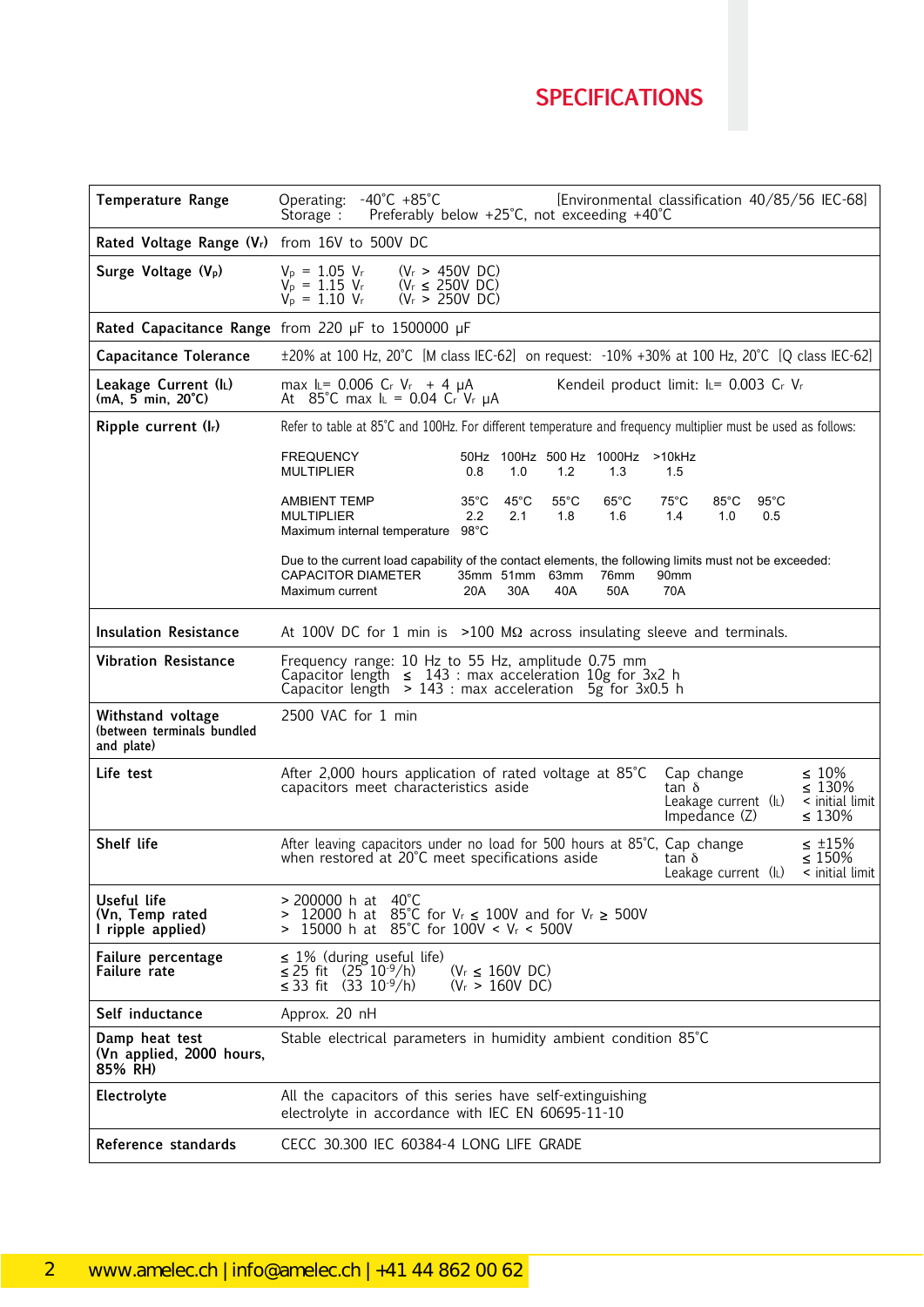## SPECIFICATIONS

| | |
|---|---|
| **Temperature Range** | Operating: -40°C +85°C [Environmental classification 40/85/56 IEC-68]<br>Storage : Preferably below +25°C, not exceeding +40°C |
| **Rated Voltage Range ($V_r$)** | from 16V to 500V DC |
| **Surge Voltage ($V_p$)** | $V_p$ = 1.05 $V_r$ ($V_r$ > 450V DC)<br>$V_p$ = 1.15 $V_r$ ($V_r$ ≤ 250V DC)<br>$V_p$ = 1.10 $V_r$ ($V_r$ > 250V DC) |
| **Rated Capacitance Range** | from 220 µF to 1500000 µF |
| **Capacitance Tolerance** | ±20% at 100 Hz, 20°C [M class IEC-62] on request: -10% +30% at 100 Hz, 20°C [Q class IEC-62] |
| **Leakage Current ($I_L$)**<br>**(mA, 5 min, 20°C)** | max $I_L$= 0.006 $C_r$ $V_r$ + 4 µA Kendeil product limit: $I_L$= 0.003 $C_r$ $V_r$<br>At 85°C max $I_L$ = 0.04 $C_r$ $V_r$ µA |
| **Ripple current ($I_r$)** | Refer to table at 85°C and 100Hz. For different temperature and frequency multiplier must be used as follows:<br><br>FREQUENCY: 50Hz / 100Hz / 500 Hz / 1000Hz / >10kHz<br>MULTIPLIER: 0.8 / 1.0 / 1.2 / 1.3 / 1.5<br><br>AMBIENT TEMP: 35°C / 45°C / 55°C / 65°C / 75°C / 85°C / 95°C<br>MULTIPLIER: 2.2 / 2.1 / 1.8 / 1.6 / 1.4 / 1.0 / 0.5<br>Maximum internal temperature 98°C<br><br>Due to the current load capability of the contact elements, the following limits must not be exceeded:<br>CAPACITOR DIAMETER: 35mm / 51mm / 63mm / 76mm / 90mm<br>Maximum current: 20A / 30A / 40A / 50A / 70A |
| **Insulation Resistance** | At 100V DC for 1 min is >100 MΩ across insulating sleeve and terminals. |
| **Vibration Resistance** | Frequency range: 10 Hz to 55 Hz, amplitude 0.75 mm<br>Capacitor length ≤ 143 : max acceleration 10g for 3x2 h<br>Capacitor length > 143 : max acceleration 5g for 3x0.5 h |
| **Withstand voltage**<br>**(between terminals bundled and plate)** | 2500 VAC for 1 min |
| **Life test** | After 2,000 hours application of rated voltage at 85°C capacitors meet characteristics aside<br>Cap change ≤ 10%<br>tan δ ≤ 130%<br>Leakage current ($I_L$) < initial limit<br>Impedance (Z) ≤ 130% |
| **Shelf life** | After leaving capacitors under no load for 500 hours at 85°C, when restored at 20°C meet specifications aside<br>Cap change ≤ ±15%<br>tan δ ≤ 150%<br>Leakage current ($I_L$) < initial limit |
| **Useful life**<br>**(Vn, Temp rated I ripple applied)** | > 200000 h at 40°C<br>> 12000 h at 85°C for $V_r$ ≤ 100V and for $V_r$ ≥ 500V<br>> 15000 h at 85°C for 100V < $V_r$ < 500V |
| **Failure percentage**<br>**Failure rate** | ≤ 1% (during useful life)<br>≤ 25 fit (25 $10^{-9}$/h) ($V_r$ ≤ 160V DC)<br>≤ 33 fit (33 $10^{-9}$/h) ($V_r$ > 160V DC) |
| **Self inductance** | Approx. 20 nH |
| **Damp heat test**<br>**(Vn applied, 2000 hours, 85% RH)** | Stable electrical parameters in humidity ambient condition 85°C |
| **Electrolyte** | All the capacitors of this series have self-extinguishing electrolyte in accordance with IEC EN 60695-11-10 |
| **Reference standards** | CECC 30.300 IEC 60384-4 LONG LIFE GRADE |

www.amelec.ch | info@amelec.ch | +41 44 862 00 62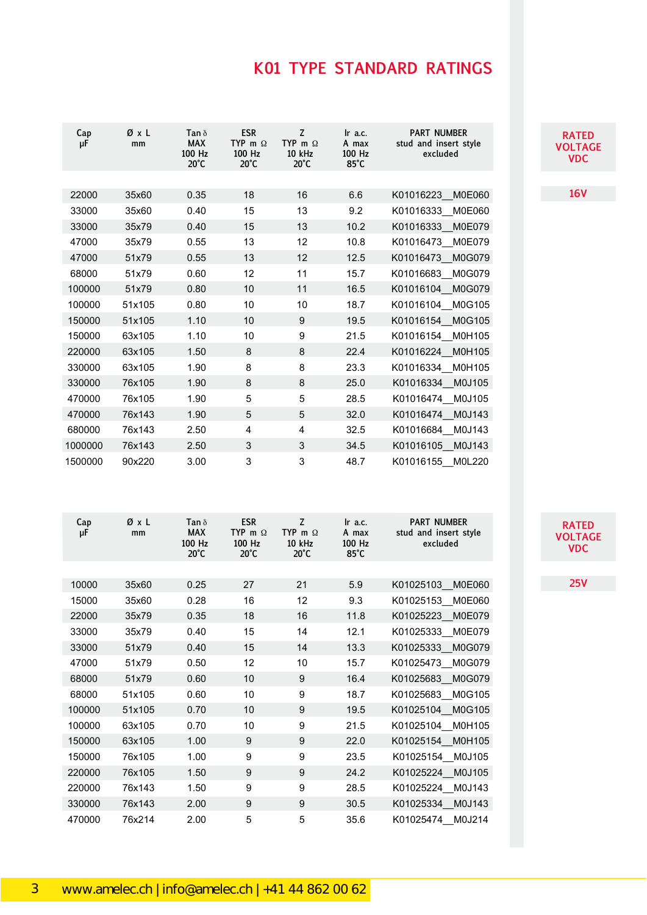# K01 TYPE STANDARD RATINGS

**RATED VOLTAGE VDC: 16V**

| Cap µF | Ø x L mm | Tan δ MAX 100 Hz 20°C | ESR TYP m Ω 100 Hz 20°C | Z TYP m Ω 10 kHz 20°C | Ir a.c. A max 100 Hz 85°C | PART NUMBER stud and insert style excluded |
|---|---|---|---|---|---|---|
| 22000 | 35x60 | 0.35 | 18 | 16 | 6.6 | K01016223__M0E060 |
| 33000 | 35x60 | 0.40 | 15 | 13 | 9.2 | K01016333__M0E060 |
| 33000 | 35x79 | 0.40 | 15 | 13 | 10.2 | K01016333__M0E079 |
| 47000 | 35x79 | 0.55 | 13 | 12 | 10.8 | K01016473__M0E079 |
| 47000 | 51x79 | 0.55 | 13 | 12 | 12.5 | K01016473__M0G079 |
| 68000 | 51x79 | 0.60 | 12 | 11 | 15.7 | K01016683__M0G079 |
| 100000 | 51x79 | 0.80 | 10 | 11 | 16.5 | K01016104__M0G079 |
| 100000 | 51x105 | 0.80 | 10 | 10 | 18.7 | K01016104__M0G105 |
| 150000 | 51x105 | 1.10 | 10 | 9 | 19.5 | K01016154__M0G105 |
| 150000 | 63x105 | 1.10 | 10 | 9 | 21.5 | K01016154__M0H105 |
| 220000 | 63x105 | 1.50 | 8 | 8 | 22.4 | K01016224__M0H105 |
| 330000 | 63x105 | 1.90 | 8 | 8 | 23.3 | K01016334__M0H105 |
| 330000 | 76x105 | 1.90 | 8 | 8 | 25.0 | K01016334__M0J105 |
| 470000 | 76x105 | 1.90 | 5 | 5 | 28.5 | K01016474__M0J105 |
| 470000 | 76x143 | 1.90 | 5 | 5 | 32.0 | K01016474__M0J143 |
| 680000 | 76x143 | 2.50 | 4 | 4 | 32.5 | K01016684__M0J143 |
| 1000000 | 76x143 | 2.50 | 3 | 3 | 34.5 | K01016105__M0J143 |
| 1500000 | 90x220 | 3.00 | 3 | 3 | 48.7 | K01016155__M0L220 |

**RATED VOLTAGE VDC: 25V**

| Cap µF | Ø x L mm | Tan δ MAX 100 Hz 20°C | ESR TYP m Ω 100 Hz 20°C | Z TYP m Ω 10 kHz 20°C | Ir a.c. A max 100 Hz 85°C | PART NUMBER stud and insert style excluded |
|---|---|---|---|---|---|---|
| 10000 | 35x60 | 0.25 | 27 | 21 | 5.9 | K01025103__M0E060 |
| 15000 | 35x60 | 0.28 | 16 | 12 | 9.3 | K01025153__M0E060 |
| 22000 | 35x79 | 0.35 | 18 | 16 | 11.8 | K01025223__M0E079 |
| 33000 | 35x79 | 0.40 | 15 | 14 | 12.1 | K01025333__M0E079 |
| 33000 | 51x79 | 0.40 | 15 | 14 | 13.3 | K01025333__M0G079 |
| 47000 | 51x79 | 0.50 | 12 | 10 | 15.7 | K01025473__M0G079 |
| 68000 | 51x79 | 0.60 | 10 | 9 | 16.4 | K01025683__M0G079 |
| 68000 | 51x105 | 0.60 | 10 | 9 | 18.7 | K01025683__M0G105 |
| 100000 | 51x105 | 0.70 | 10 | 9 | 19.5 | K01025104__M0G105 |
| 100000 | 63x105 | 0.70 | 10 | 9 | 21.5 | K01025104__M0H105 |
| 150000 | 63x105 | 1.00 | 9 | 9 | 22.0 | K01025154__M0H105 |
| 150000 | 76x105 | 1.00 | 9 | 9 | 23.5 | K01025154__M0J105 |
| 220000 | 76x105 | 1.50 | 9 | 9 | 24.2 | K01025224__M0J105 |
| 220000 | 76x143 | 1.50 | 9 | 9 | 28.5 | K01025224__M0J143 |
| 330000 | 76x143 | 2.00 | 9 | 9 | 30.5 | K01025334__M0J143 |
| 470000 | 76x214 | 2.00 | 5 | 5 | 35.6 | K01025474__M0J214 |

www.amelec.ch | info@amelec.ch | +41 44 862 00 62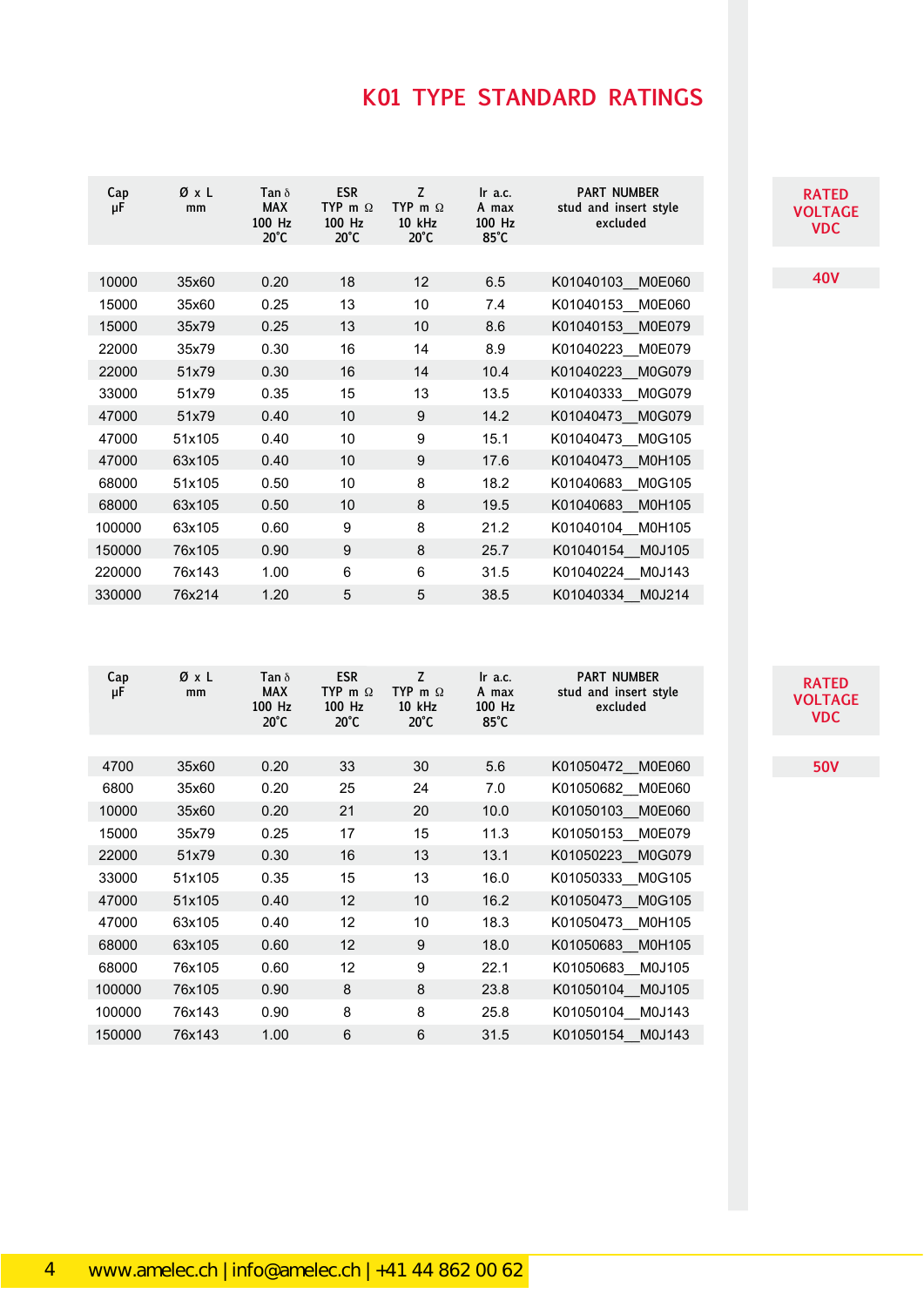# K01 TYPE STANDARD RATINGS

**RATED VOLTAGE VDC: 40V**

| Cap µF | Ø x L mm | Tan δ MAX 100 Hz 20°C | ESR TYP m Ω 100 Hz 20°C | Z TYP m Ω 10 kHz 20°C | Ir a.c. A max 100 Hz 85°C | PART NUMBER stud and insert style excluded |
|---|---|---|---|---|---|---|
| 10000 | 35x60 | 0.20 | 18 | 12 | 6.5 | K01040103__M0E060 |
| 15000 | 35x60 | 0.25 | 13 | 10 | 7.4 | K01040153__M0E060 |
| 15000 | 35x79 | 0.25 | 13 | 10 | 8.6 | K01040153__M0E079 |
| 22000 | 35x79 | 0.30 | 16 | 14 | 8.9 | K01040223__M0E079 |
| 22000 | 51x79 | 0.30 | 16 | 14 | 10.4 | K01040223__M0G079 |
| 33000 | 51x79 | 0.35 | 15 | 13 | 13.5 | K01040333__M0G079 |
| 47000 | 51x79 | 0.40 | 10 | 9 | 14.2 | K01040473__M0G079 |
| 47000 | 51x105 | 0.40 | 10 | 9 | 15.1 | K01040473__M0G105 |
| 47000 | 63x105 | 0.40 | 10 | 9 | 17.6 | K01040473__M0H105 |
| 68000 | 51x105 | 0.50 | 10 | 8 | 18.2 | K01040683__M0G105 |
| 68000 | 63x105 | 0.50 | 10 | 8 | 19.5 | K01040683__M0H105 |
| 100000 | 63x105 | 0.60 | 9 | 8 | 21.2 | K01040104__M0H105 |
| 150000 | 76x105 | 0.90 | 9 | 8 | 25.7 | K01040154__M0J105 |
| 220000 | 76x143 | 1.00 | 6 | 6 | 31.5 | K01040224__M0J143 |
| 330000 | 76x214 | 1.20 | 5 | 5 | 38.5 | K01040334__M0J214 |

**RATED VOLTAGE VDC: 50V**

| Cap µF | Ø x L mm | Tan δ MAX 100 Hz 20°C | ESR TYP m Ω 100 Hz 20°C | Z TYP m Ω 10 kHz 20°C | Ir a.c. A max 100 Hz 85°C | PART NUMBER stud and insert style excluded |
|---|---|---|---|---|---|---|
| 4700 | 35x60 | 0.20 | 33 | 30 | 5.6 | K01050472__M0E060 |
| 6800 | 35x60 | 0.20 | 25 | 24 | 7.0 | K01050682__M0E060 |
| 10000 | 35x60 | 0.20 | 21 | 20 | 10.0 | K01050103__M0E060 |
| 15000 | 35x79 | 0.25 | 17 | 15 | 11.3 | K01050153__M0E079 |
| 22000 | 51x79 | 0.30 | 16 | 13 | 13.1 | K01050223__M0G079 |
| 33000 | 51x105 | 0.35 | 15 | 13 | 16.0 | K01050333__M0G105 |
| 47000 | 51x105 | 0.40 | 12 | 10 | 16.2 | K01050473__M0G105 |
| 47000 | 63x105 | 0.40 | 12 | 10 | 18.3 | K01050473__M0H105 |
| 68000 | 63x105 | 0.60 | 12 | 9 | 18.0 | K01050683__M0H105 |
| 68000 | 76x105 | 0.60 | 12 | 9 | 22.1 | K01050683__M0J105 |
| 100000 | 76x105 | 0.90 | 8 | 8 | 23.8 | K01050104__M0J105 |
| 100000 | 76x143 | 0.90 | 8 | 8 | 25.8 | K01050104__M0J143 |
| 150000 | 76x143 | 1.00 | 6 | 6 | 31.5 | K01050154__M0J143 |

www.amelec.ch | info@amelec.ch | +41 44 862 00 62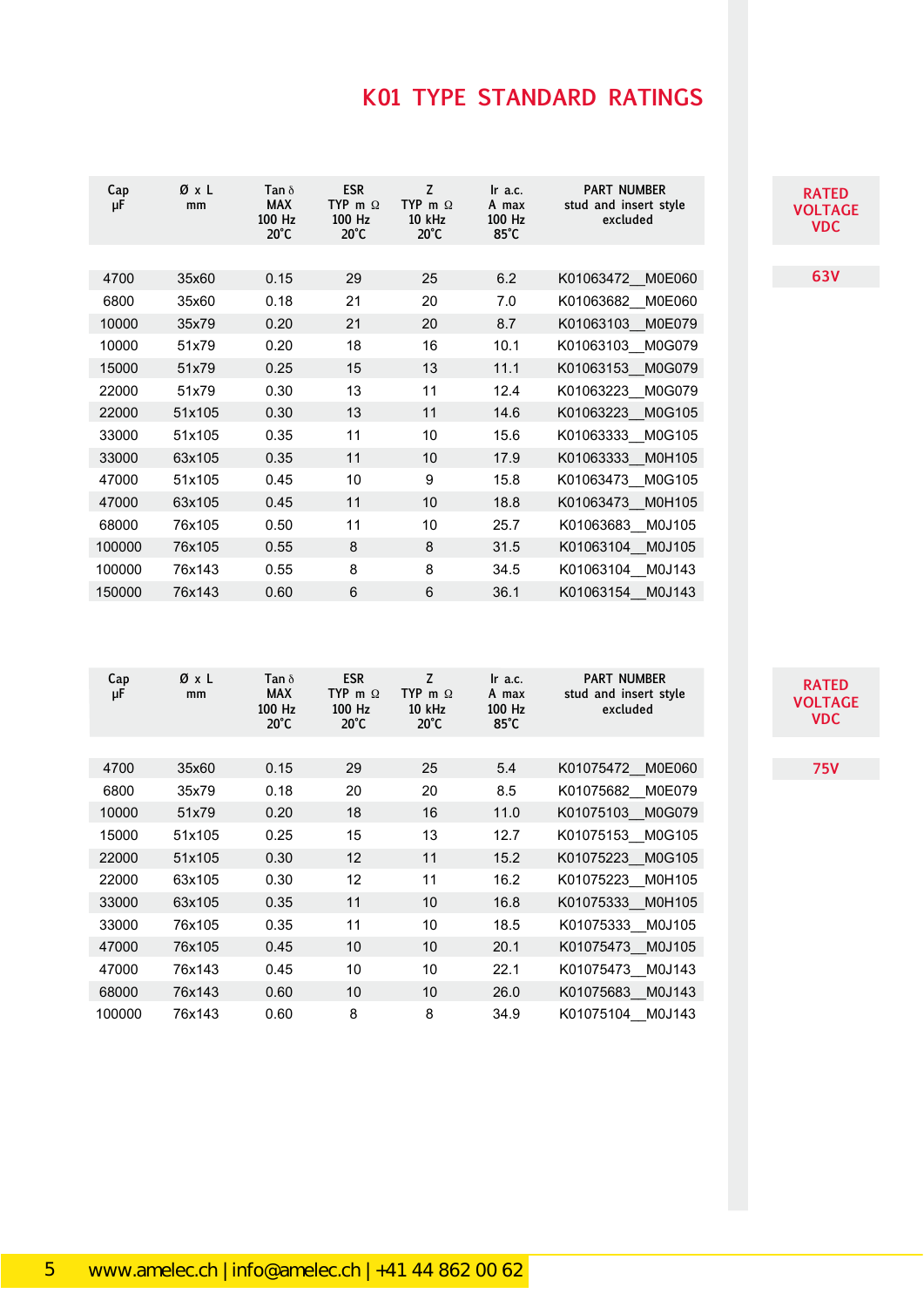# K01 TYPE STANDARD RATINGS

**RATED VOLTAGE VDC: 63V**

| Cap µF | Ø x L mm | Tan δ MAX 100 Hz 20°C | ESR TYP m Ω 100 Hz 20°C | Z TYP m Ω 10 kHz 20°C | Ir a.c. A max 100 Hz 85°C | PART NUMBER stud and insert style excluded |
|---|---|---|---|---|---|---|
| 4700 | 35x60 | 0.15 | 29 | 25 | 6.2 | K01063472__M0E060 |
| 6800 | 35x60 | 0.18 | 21 | 20 | 7.0 | K01063682__M0E060 |
| 10000 | 35x79 | 0.20 | 21 | 20 | 8.7 | K01063103__M0E079 |
| 10000 | 51x79 | 0.20 | 18 | 16 | 10.1 | K01063103__M0G079 |
| 15000 | 51x79 | 0.25 | 15 | 13 | 11.1 | K01063153__M0G079 |
| 22000 | 51x79 | 0.30 | 13 | 11 | 12.4 | K01063223__M0G079 |
| 22000 | 51x105 | 0.30 | 13 | 11 | 14.6 | K01063223__M0G105 |
| 33000 | 51x105 | 0.35 | 11 | 10 | 15.6 | K01063333__M0G105 |
| 33000 | 63x105 | 0.35 | 11 | 10 | 17.9 | K01063333__M0H105 |
| 47000 | 51x105 | 0.45 | 10 | 9 | 15.8 | K01063473__M0G105 |
| 47000 | 63x105 | 0.45 | 11 | 10 | 18.8 | K01063473__M0H105 |
| 68000 | 76x105 | 0.50 | 11 | 10 | 25.7 | K01063683__M0J105 |
| 100000 | 76x105 | 0.55 | 8 | 8 | 31.5 | K01063104__M0J105 |
| 100000 | 76x143 | 0.55 | 8 | 8 | 34.5 | K01063104__M0J143 |
| 150000 | 76x143 | 0.60 | 6 | 6 | 36.1 | K01063154__M0J143 |

**RATED VOLTAGE VDC: 75V**

| Cap µF | Ø x L mm | Tan δ MAX 100 Hz 20°C | ESR TYP m Ω 100 Hz 20°C | Z TYP m Ω 10 kHz 20°C | Ir a.c. A max 100 Hz 85°C | PART NUMBER stud and insert style excluded |
|---|---|---|---|---|---|---|
| 4700 | 35x60 | 0.15 | 29 | 25 | 5.4 | K01075472__M0E060 |
| 6800 | 35x79 | 0.18 | 20 | 20 | 8.5 | K01075682__M0E079 |
| 10000 | 51x79 | 0.20 | 18 | 16 | 11.0 | K01075103__M0G079 |
| 15000 | 51x105 | 0.25 | 15 | 13 | 12.7 | K01075153__M0G105 |
| 22000 | 51x105 | 0.30 | 12 | 11 | 15.2 | K01075223__M0G105 |
| 22000 | 63x105 | 0.30 | 12 | 11 | 16.2 | K01075223__M0H105 |
| 33000 | 63x105 | 0.35 | 11 | 10 | 16.8 | K01075333__M0H105 |
| 33000 | 76x105 | 0.35 | 11 | 10 | 18.5 | K01075333__M0J105 |
| 47000 | 76x105 | 0.45 | 10 | 10 | 20.1 | K01075473__M0J105 |
| 47000 | 76x143 | 0.45 | 10 | 10 | 22.1 | K01075473__M0J143 |
| 68000 | 76x143 | 0.60 | 10 | 10 | 26.0 | K01075683__M0J143 |
| 100000 | 76x143 | 0.60 | 8 | 8 | 34.9 | K01075104__M0J143 |

www.amelec.ch | info@amelec.ch | +41 44 862 00 62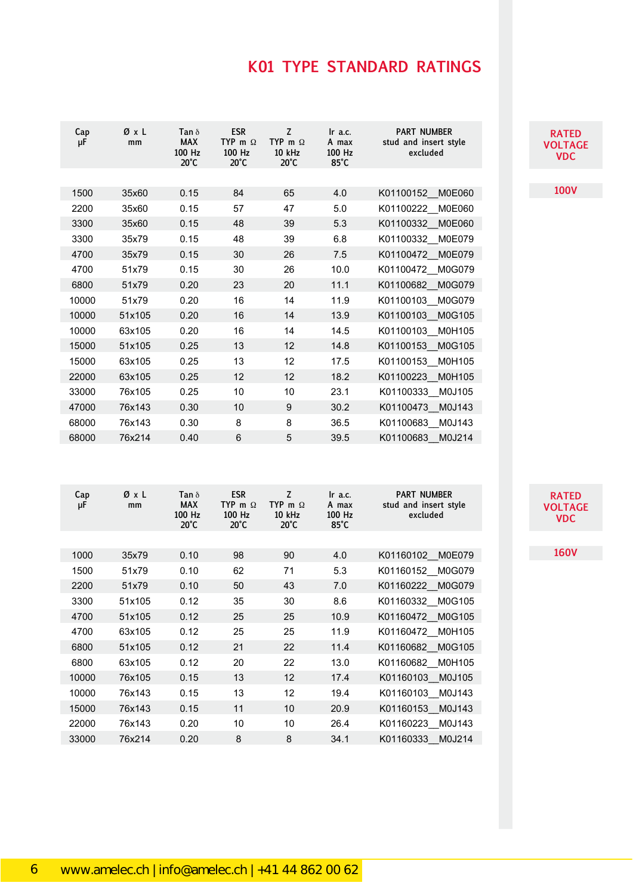# K01 TYPE STANDARD RATINGS

**RATED VOLTAGE VDC: 100V**

| Cap µF | Ø x L mm | Tan δ MAX 100 Hz 20°C | ESR TYP m Ω 100 Hz 20°C | Z TYP m Ω 10 kHz 20°C | Ir a.c. A max 100 Hz 85°C | PART NUMBER stud and insert style excluded |
|---|---|---|---|---|---|---|
| 1500 | 35x60 | 0.15 | 84 | 65 | 4.0 | K01100152__M0E060 |
| 2200 | 35x60 | 0.15 | 57 | 47 | 5.0 | K01100222__M0E060 |
| 3300 | 35x60 | 0.15 | 48 | 39 | 5.3 | K01100332__M0E060 |
| 3300 | 35x79 | 0.15 | 48 | 39 | 6.8 | K01100332__M0E079 |
| 4700 | 35x79 | 0.15 | 30 | 26 | 7.5 | K01100472__M0E079 |
| 4700 | 51x79 | 0.15 | 30 | 26 | 10.0 | K01100472__M0G079 |
| 6800 | 51x79 | 0.20 | 23 | 20 | 11.1 | K01100682__M0G079 |
| 10000 | 51x79 | 0.20 | 16 | 14 | 11.9 | K01100103__M0G079 |
| 10000 | 51x105 | 0.20 | 16 | 14 | 13.9 | K01100103__M0G105 |
| 10000 | 63x105 | 0.20 | 16 | 14 | 14.5 | K01100103__M0H105 |
| 15000 | 51x105 | 0.25 | 13 | 12 | 14.8 | K01100153__M0G105 |
| 15000 | 63x105 | 0.25 | 13 | 12 | 17.5 | K01100153__M0H105 |
| 22000 | 63x105 | 0.25 | 12 | 12 | 18.2 | K01100223__M0H105 |
| 33000 | 76x105 | 0.25 | 10 | 10 | 23.1 | K01100333__M0J105 |
| 47000 | 76x143 | 0.30 | 10 | 9 | 30.2 | K01100473__M0J143 |
| 68000 | 76x143 | 0.30 | 8 | 8 | 36.5 | K01100683__M0J143 |
| 68000 | 76x214 | 0.40 | 6 | 5 | 39.5 | K01100683__M0J214 |

**RATED VOLTAGE VDC: 160V**

| Cap µF | Ø x L mm | Tan δ MAX 100 Hz 20°C | ESR TYP m Ω 100 Hz 20°C | Z TYP m Ω 10 kHz 20°C | Ir a.c. A max 100 Hz 85°C | PART NUMBER stud and insert style excluded |
|---|---|---|---|---|---|---|
| 1000 | 35x79 | 0.10 | 98 | 90 | 4.0 | K01160102__M0E079 |
| 1500 | 51x79 | 0.10 | 62 | 71 | 5.3 | K01160152__M0G079 |
| 2200 | 51x79 | 0.10 | 50 | 43 | 7.0 | K01160222__M0G079 |
| 3300 | 51x105 | 0.12 | 35 | 30 | 8.6 | K01160332__M0G105 |
| 4700 | 51x105 | 0.12 | 25 | 25 | 10.9 | K01160472__M0G105 |
| 4700 | 63x105 | 0.12 | 25 | 25 | 11.9 | K01160472__M0H105 |
| 6800 | 51x105 | 0.12 | 21 | 22 | 11.4 | K01160682__M0G105 |
| 6800 | 63x105 | 0.12 | 20 | 22 | 13.0 | K01160682__M0H105 |
| 10000 | 76x105 | 0.15 | 13 | 12 | 17.4 | K01160103__M0J105 |
| 10000 | 76x143 | 0.15 | 13 | 12 | 19.4 | K01160103__M0J143 |
| 15000 | 76x143 | 0.15 | 11 | 10 | 20.9 | K01160153__M0J143 |
| 22000 | 76x143 | 0.20 | 10 | 10 | 26.4 | K01160223__M0J143 |
| 33000 | 76x214 | 0.20 | 8 | 8 | 34.1 | K01160333__M0J214 |

www.amelec.ch | info@amelec.ch | +41 44 862 00 62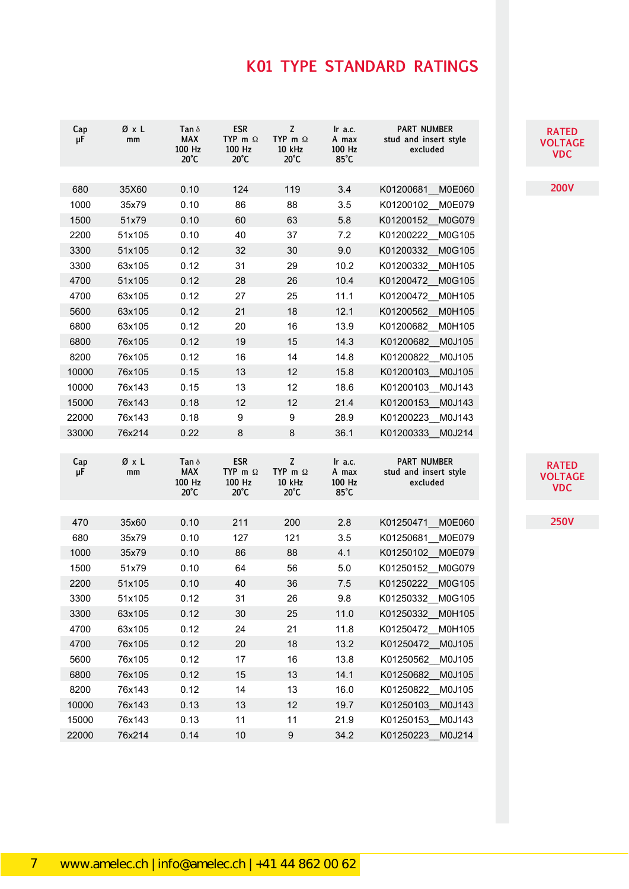# K01 TYPE STANDARD RATINGS

**RATED VOLTAGE VDC: 200V**

| Cap µF | Ø x L mm | Tan δ MAX 100 Hz 20°C | ESR TYP m Ω 100 Hz 20°C | Z TYP m Ω 10 kHz 20°C | Ir a.c. A max 100 Hz 85°C | PART NUMBER stud and insert style excluded |
|---|---|---|---|---|---|---|
| 680 | 35X60 | 0.10 | 124 | 119 | 3.4 | K01200681__M0E060 |
| 1000 | 35x79 | 0.10 | 86 | 88 | 3.5 | K01200102__M0E079 |
| 1500 | 51x79 | 0.10 | 60 | 63 | 5.8 | K01200152__M0G079 |
| 2200 | 51x105 | 0.10 | 40 | 37 | 7.2 | K01200222__M0G105 |
| 3300 | 51x105 | 0.12 | 32 | 30 | 9.0 | K01200332__M0G105 |
| 3300 | 63x105 | 0.12 | 31 | 29 | 10.2 | K01200332__M0H105 |
| 4700 | 51x105 | 0.12 | 28 | 26 | 10.4 | K01200472__M0G105 |
| 4700 | 63x105 | 0.12 | 27 | 25 | 11.1 | K01200472__M0H105 |
| 5600 | 63x105 | 0.12 | 21 | 18 | 12.1 | K01200562__M0H105 |
| 6800 | 63x105 | 0.12 | 20 | 16 | 13.9 | K01200682__M0H105 |
| 6800 | 76x105 | 0.12 | 19 | 15 | 14.3 | K01200682__M0J105 |
| 8200 | 76x105 | 0.12 | 16 | 14 | 14.8 | K01200822__M0J105 |
| 10000 | 76x105 | 0.15 | 13 | 12 | 15.8 | K01200103__M0J105 |
| 10000 | 76x143 | 0.15 | 13 | 12 | 18.6 | K01200103__M0J143 |
| 15000 | 76x143 | 0.18 | 12 | 12 | 21.4 | K01200153__M0J143 |
| 22000 | 76x143 | 0.18 | 9 | 9 | 28.9 | K01200223__M0J143 |
| 33000 | 76x214 | 0.22 | 8 | 8 | 36.1 | K01200333__M0J214 |

**RATED VOLTAGE VDC: 250V**

| Cap µF | Ø x L mm | Tan δ MAX 100 Hz 20°C | ESR TYP m Ω 100 Hz 20°C | Z TYP m Ω 10 kHz 20°C | Ir a.c. A max 100 Hz 85°C | PART NUMBER stud and insert style excluded |
|---|---|---|---|---|---|---|
| 470 | 35x60 | 0.10 | 211 | 200 | 2.8 | K01250471__M0E060 |
| 680 | 35x79 | 0.10 | 127 | 121 | 3.5 | K01250681__M0E079 |
| 1000 | 35x79 | 0.10 | 86 | 88 | 4.1 | K01250102__M0E079 |
| 1500 | 51x79 | 0.10 | 64 | 56 | 5.0 | K01250152__M0G079 |
| 2200 | 51x105 | 0.10 | 40 | 36 | 7.5 | K01250222__M0G105 |
| 3300 | 51x105 | 0.12 | 31 | 26 | 9.8 | K01250332__M0G105 |
| 3300 | 63x105 | 0.12 | 30 | 25 | 11.0 | K01250332__M0H105 |
| 4700 | 63x105 | 0.12 | 24 | 21 | 11.8 | K01250472__M0H105 |
| 4700 | 76x105 | 0.12 | 20 | 18 | 13.2 | K01250472__M0J105 |
| 5600 | 76x105 | 0.12 | 17 | 16 | 13.8 | K01250562__M0J105 |
| 6800 | 76x105 | 0.12 | 15 | 13 | 14.1 | K01250682__M0J105 |
| 8200 | 76x143 | 0.12 | 14 | 13 | 16.0 | K01250822__M0J105 |
| 10000 | 76x143 | 0.13 | 13 | 12 | 19.7 | K01250103__M0J143 |
| 15000 | 76x143 | 0.13 | 11 | 11 | 21.9 | K01250153__M0J143 |
| 22000 | 76x214 | 0.14 | 10 | 9 | 34.2 | K01250223__M0J214 |

www.amelec.ch | info@amelec.ch | +41 44 862 00 62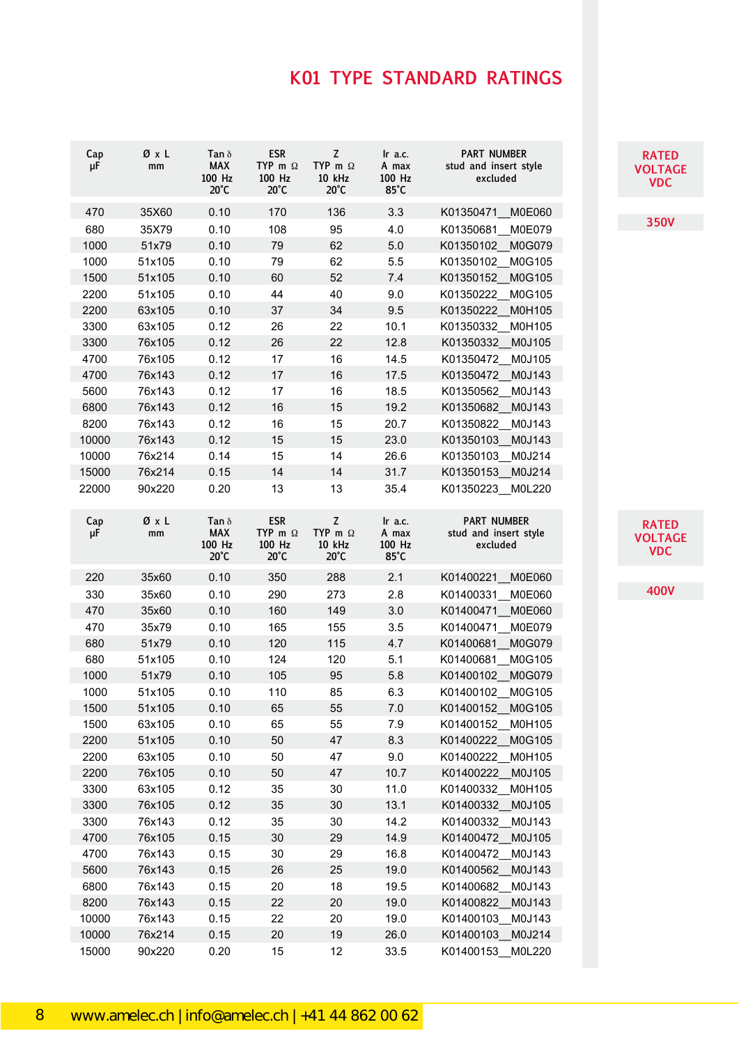# K01 TYPE STANDARD RATINGS

**RATED VOLTAGE VDC: 350V**

| Cap µF | Ø x L mm | Tan δ MAX 100 Hz 20°C | ESR TYP m Ω 100 Hz 20°C | Z TYP m Ω 10 kHz 20°C | Ir a.c. A max 100 Hz 85°C | PART NUMBER stud and insert style excluded |
|---|---|---|---|---|---|---|
| 470 | 35X60 | 0.10 | 170 | 136 | 3.3 | K01350471__M0E060 |
| 680 | 35X79 | 0.10 | 108 | 95 | 4.0 | K01350681__M0E079 |
| 1000 | 51x79 | 0.10 | 79 | 62 | 5.0 | K01350102__M0G079 |
| 1000 | 51x105 | 0.10 | 79 | 62 | 5.5 | K01350102__M0G105 |
| 1500 | 51x105 | 0.10 | 60 | 52 | 7.4 | K01350152__M0G105 |
| 2200 | 51x105 | 0.10 | 44 | 40 | 9.0 | K01350222__M0G105 |
| 2200 | 63x105 | 0.10 | 37 | 34 | 9.5 | K01350222__M0H105 |
| 3300 | 63x105 | 0.12 | 26 | 22 | 10.1 | K01350332__M0H105 |
| 3300 | 76x105 | 0.12 | 26 | 22 | 12.8 | K01350332__M0J105 |
| 4700 | 76x105 | 0.12 | 17 | 16 | 14.5 | K01350472__M0J105 |
| 4700 | 76x143 | 0.12 | 17 | 16 | 17.5 | K01350472__M0J143 |
| 5600 | 76x143 | 0.12 | 17 | 16 | 18.5 | K01350562__M0J143 |
| 6800 | 76x143 | 0.12 | 16 | 15 | 19.2 | K01350682__M0J143 |
| 8200 | 76x143 | 0.12 | 16 | 15 | 20.7 | K01350822__M0J143 |
| 10000 | 76x143 | 0.12 | 15 | 15 | 23.0 | K01350103__M0J143 |
| 10000 | 76x214 | 0.14 | 15 | 14 | 26.6 | K01350103__M0J214 |
| 15000 | 76x214 | 0.15 | 14 | 14 | 31.7 | K01350153__M0J214 |
| 22000 | 90x220 | 0.20 | 13 | 13 | 35.4 | K01350223__M0L220 |

**RATED VOLTAGE VDC: 400V**

| Cap µF | Ø x L mm | Tan δ MAX 100 Hz 20°C | ESR TYP m Ω 100 Hz 20°C | Z TYP m Ω 10 kHz 20°C | Ir a.c. A max 100 Hz 85°C | PART NUMBER stud and insert style excluded |
|---|---|---|---|---|---|---|
| 220 | 35x60 | 0.10 | 350 | 288 | 2.1 | K01400221__M0E060 |
| 330 | 35x60 | 0.10 | 290 | 273 | 2.8 | K01400331__M0E060 |
| 470 | 35x60 | 0.10 | 160 | 149 | 3.0 | K01400471__M0E060 |
| 470 | 35x79 | 0.10 | 165 | 155 | 3.5 | K01400471__M0E079 |
| 680 | 51x79 | 0.10 | 120 | 115 | 4.7 | K01400681__M0G079 |
| 680 | 51x105 | 0.10 | 124 | 120 | 5.1 | K01400681__M0G105 |
| 1000 | 51x79 | 0.10 | 105 | 95 | 5.8 | K01400102__M0G079 |
| 1000 | 51x105 | 0.10 | 110 | 85 | 6.3 | K01400102__M0G105 |
| 1500 | 51x105 | 0.10 | 65 | 55 | 7.0 | K01400152__M0G105 |
| 1500 | 63x105 | 0.10 | 65 | 55 | 7.9 | K01400152__M0H105 |
| 2200 | 51x105 | 0.10 | 50 | 47 | 8.3 | K01400222__M0G105 |
| 2200 | 63x105 | 0.10 | 50 | 47 | 9.0 | K01400222__M0H105 |
| 2200 | 76x105 | 0.10 | 50 | 47 | 10.7 | K01400222__M0J105 |
| 3300 | 63x105 | 0.12 | 35 | 30 | 11.0 | K01400332__M0H105 |
| 3300 | 76x105 | 0.12 | 35 | 30 | 13.1 | K01400332__M0J105 |
| 3300 | 76x143 | 0.12 | 35 | 30 | 14.2 | K01400332__M0J143 |
| 4700 | 76x105 | 0.15 | 30 | 29 | 14.9 | K01400472__M0J105 |
| 4700 | 76x143 | 0.15 | 30 | 29 | 16.8 | K01400472__M0J143 |
| 5600 | 76x143 | 0.15 | 26 | 25 | 19.0 | K01400562__M0J143 |
| 6800 | 76x143 | 0.15 | 20 | 18 | 19.5 | K01400682__M0J143 |
| 8200 | 76x143 | 0.15 | 22 | 20 | 19.0 | K01400822__M0J143 |
| 10000 | 76x143 | 0.15 | 22 | 20 | 19.0 | K01400103__M0J143 |
| 10000 | 76x214 | 0.15 | 20 | 19 | 26.0 | K01400103__M0J214 |
| 15000 | 90x220 | 0.20 | 15 | 12 | 33.5 | K01400153__M0L220 |

www.amelec.ch | info@amelec.ch | +41 44 862 00 62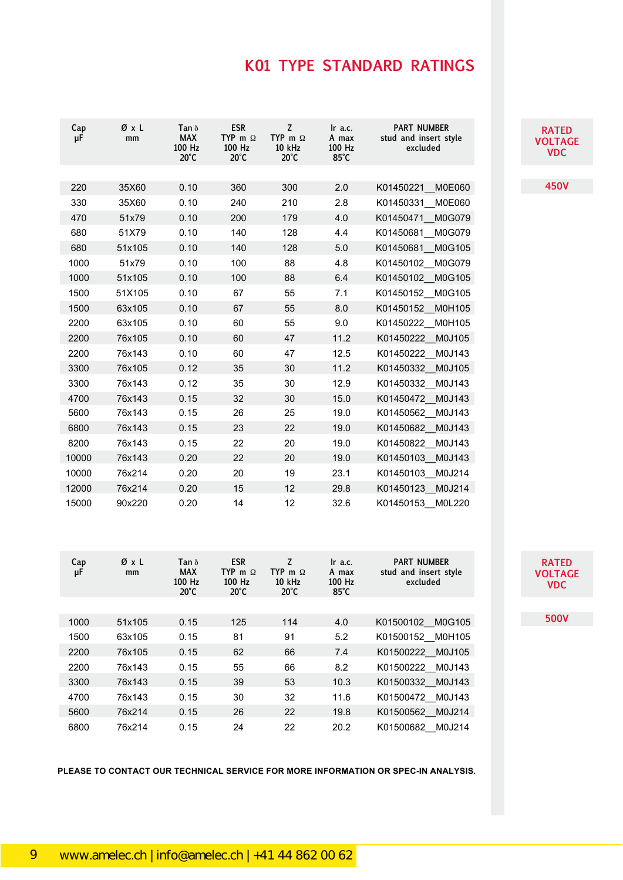# K01 TYPE STANDARD RATINGS

**RATED VOLTAGE VDC: 450V**

| Cap μF | Ø x L mm | Tan δ MAX 100 Hz 20°C | ESR TYP m Ω 100 Hz 20°C | Z TYP m Ω 10 kHz 20°C | Ir a.c. A max 100 Hz 85°C | PART NUMBER stud and insert style excluded |
|---|---|---|---|---|---|---|
| 220 | 35X60 | 0.10 | 360 | 300 | 2.0 | K01450221__M0E060 |
| 330 | 35X60 | 0.10 | 240 | 210 | 2.8 | K01450331__M0E060 |
| 470 | 51x79 | 0.10 | 200 | 179 | 4.0 | K01450471__M0G079 |
| 680 | 51X79 | 0.10 | 140 | 128 | 4.4 | K01450681__M0G079 |
| 680 | 51x105 | 0.10 | 140 | 128 | 5.0 | K01450681__M0G105 |
| 1000 | 51x79 | 0.10 | 100 | 88 | 4.8 | K01450102__M0G079 |
| 1000 | 51x105 | 0.10 | 100 | 88 | 6.4 | K01450102__M0G105 |
| 1500 | 51X105 | 0.10 | 67 | 55 | 7.1 | K01450152__M0G105 |
| 1500 | 63x105 | 0.10 | 67 | 55 | 8.0 | K01450152__M0H105 |
| 2200 | 63x105 | 0.10 | 60 | 55 | 9.0 | K01450222__M0H105 |
| 2200 | 76x105 | 0.10 | 60 | 47 | 11.2 | K01450222__M0J105 |
| 2200 | 76x143 | 0.10 | 60 | 47 | 12.5 | K01450222__M0J143 |
| 3300 | 76x105 | 0.12 | 35 | 30 | 11.2 | K01450332__M0J105 |
| 3300 | 76x143 | 0.12 | 35 | 30 | 12.9 | K01450332__M0J143 |
| 4700 | 76x143 | 0.15 | 32 | 30 | 15.0 | K01450472__M0J143 |
| 5600 | 76x143 | 0.15 | 26 | 25 | 19.0 | K01450562__M0J143 |
| 6800 | 76x143 | 0.15 | 23 | 22 | 19.0 | K01450682__M0J143 |
| 8200 | 76x143 | 0.15 | 22 | 20 | 19.0 | K01450822__M0J143 |
| 10000 | 76x143 | 0.20 | 22 | 20 | 19.0 | K01450103__M0J143 |
| 10000 | 76x214 | 0.20 | 20 | 19 | 23.1 | K01450103__M0J214 |
| 12000 | 76x214 | 0.20 | 15 | 12 | 29.8 | K01450123__M0J214 |
| 15000 | 90x220 | 0.20 | 14 | 12 | 32.6 | K01450153__M0L220 |

**RATED VOLTAGE VDC: 500V**

| Cap μF | Ø x L mm | Tan δ MAX 100 Hz 20°C | ESR TYP m Ω 100 Hz 20°C | Z TYP m Ω 10 kHz 20°C | Ir a.c. A max 100 Hz 85°C | PART NUMBER stud and insert style excluded |
|---|---|---|---|---|---|---|
| 1000 | 51x105 | 0.15 | 125 | 114 | 4.0 | K01500102__M0G105 |
| 1500 | 63x105 | 0.15 | 81 | 91 | 5.2 | K01500152__M0H105 |
| 2200 | 76x105 | 0.15 | 62 | 66 | 7.4 | K01500222__M0J105 |
| 2200 | 76x143 | 0.15 | 55 | 66 | 8.2 | K01500222__M0J143 |
| 3300 | 76x143 | 0.15 | 39 | 53 | 10.3 | K01500332__M0J143 |
| 4700 | 76x143 | 0.15 | 30 | 32 | 11.6 | K01500472__M0J143 |
| 5600 | 76x214 | 0.15 | 26 | 22 | 19.8 | K01500562__M0J214 |
| 6800 | 76x214 | 0.15 | 24 | 22 | 20.2 | K01500682__M0J214 |

**PLEASE TO CONTACT OUR TECHNICAL SERVICE FOR MORE INFORMATION OR SPEC-IN ANALYSIS.**

www.amelec.ch | info@amelec.ch | +41 44 862 00 62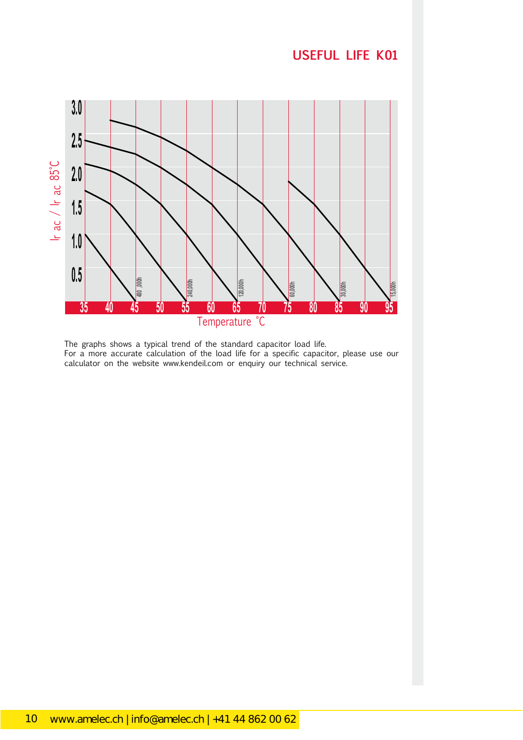# USEFUL LIFE K01

The graphs shows a typical trend of the standard capacitor load life.
For a more accurate calculation of the load life for a specific capacitor, please use our calculator on the website www.kendeil.com or enquiry our technical service.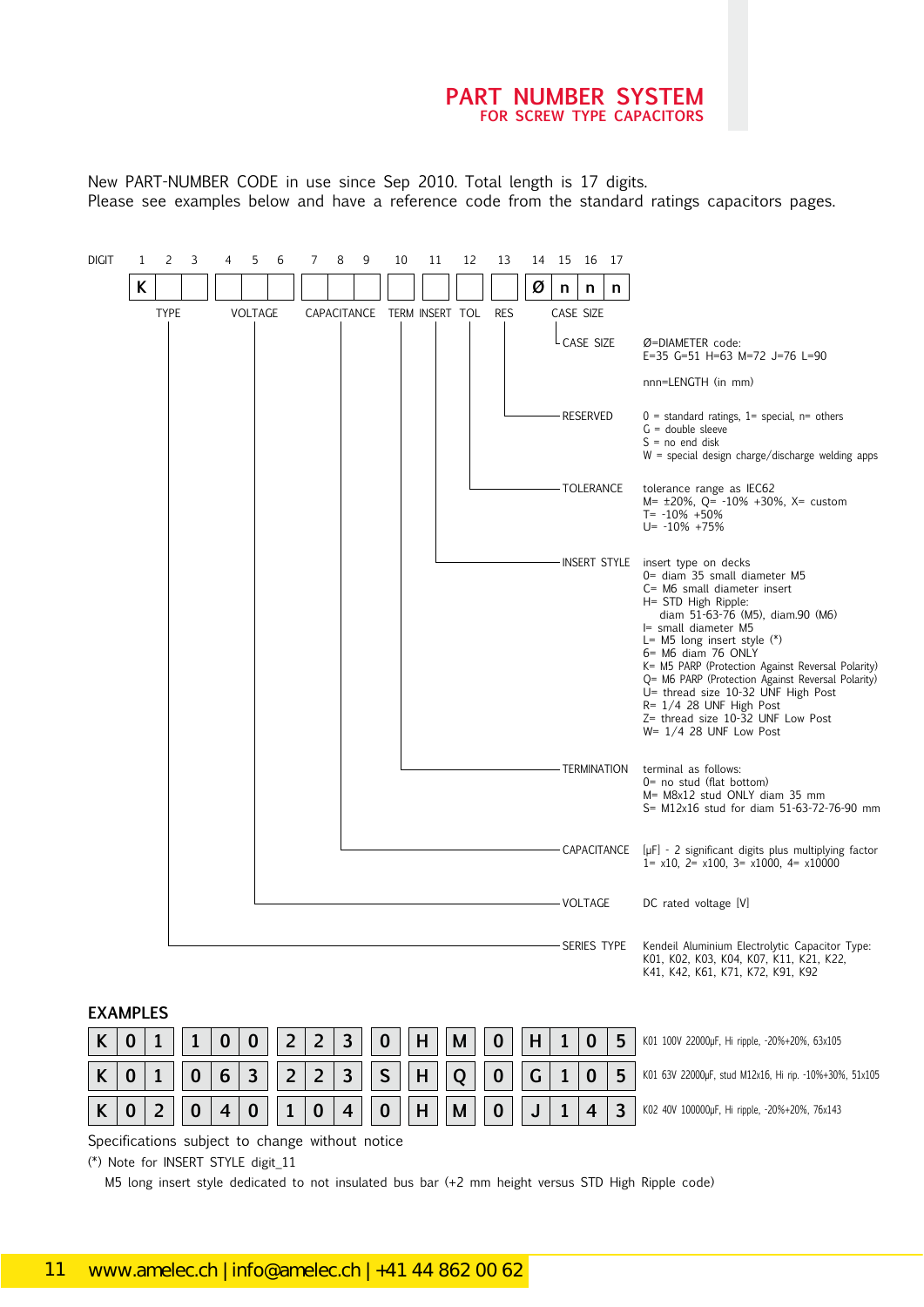# PART NUMBER SYSTEM
## FOR SCREW TYPE CAPACITORS

New PART-NUMBER CODE in use since Sep 2010. Total length is 17 digits.
Please see examples below and have a reference code from the standard ratings capacitors pages.

| DIGIT | 1 | 2 | 3 | 4 | 5 | 6 | 7 | 8 | 9 | 10 | 11 | 12 | 13 | 14 | 15 | 16 | 17 |
|---|---|---|---|---|---|---|---|---|---|---|---|---|---|---|---|---|---|
| | K | | | | | | | | | | | | | Ø | n | n | n |
| | TYPE | | | VOLTAGE | | | CAPACITANCE | | | TERM | INSERT | TOL | RES | CASE SIZE | | | |

**CASE SIZE** — Ø=DIAMETER code:
E=35 G=51 H=63 M=72 J=76 L=90

nnn=LENGTH (in mm)

**RESERVED** — 0 = standard ratings, 1= special, n= others
G = double sleeve
S = no end disk
W = special design charge/discharge welding apps

**TOLERANCE** — tolerance range as IEC62
M= ±20%, Q= -10% +30%, X= custom
T= -10% +50%
U= -10% +75%

**INSERT STYLE** — insert type on decks
0= diam 35 small diameter M5
C= M6 small diameter insert
H= STD High Ripple:
diam 51-63-76 (M5), diam.90 (M6)
I= small diameter M5
L= M5 long insert style (*)
6= M6 diam 76 ONLY
K= M5 PARP (Protection Against Reversal Polarity)
Q= M6 PARP (Protection Against Reversal Polarity)
U= thread size 10-32 UNF High Post
R= 1/4 28 UNF High Post
Z= thread size 10-32 UNF Low Post
W= 1/4 28 UNF Low Post

**TERMINATION** — terminal as follows:
0= no stud (flat bottom)
M= M8x12 stud ONLY diam 35 mm
S= M12x16 stud for diam 51-63-72-76-90 mm

**CAPACITANCE** — [µF] - 2 significant digits plus multiplying factor
1= x10, 2= x100, 3= x1000, 4= x10000

**VOLTAGE** — DC rated voltage [V]

**SERIES TYPE** — Kendeil Aluminium Electrolytic Capacitor Type:
K01, K02, K03, K04, K07, K11, K21, K22,
K41, K42, K61, K71, K72, K91, K92

## EXAMPLES

| 1 | 2 | 3 | 4 | 5 | 6 | 7 | 8 | 9 | 10 | 11 | 12 | 13 | 14 | 15 | 16 | 17 | Description |
|---|---|---|---|---|---|---|---|---|---|---|---|---|---|---|---|---|---|
| K | 0 | 1 | 1 | 0 | 0 | 2 | 2 | 3 | 0 | H | M | 0 | H | 1 | 0 | 5 | K01 100V 22000µF, Hi ripple, -20%+20%, 63x105 |
| K | 0 | 1 | 0 | 6 | 3 | 2 | 2 | 3 | S | H | Q | 0 | G | 1 | 0 | 5 | K01 63V 22000µF, stud M12x16, Hi rip. -10%+30%, 51x105 |
| K | 0 | 2 | 0 | 4 | 0 | 1 | 0 | 4 | 0 | H | M | 0 | J | 1 | 4 | 3 | K02 40V 100000µF, Hi ripple, -20%+20%, 76x143 |

Specifications subject to change without notice

(*) Note for INSERT STYLE digit_11

M5 long insert style dedicated to not insulated bus bar (+2 mm height versus STD High Ripple code)

www.amelec.ch | info@amelec.ch | +41 44 862 00 62